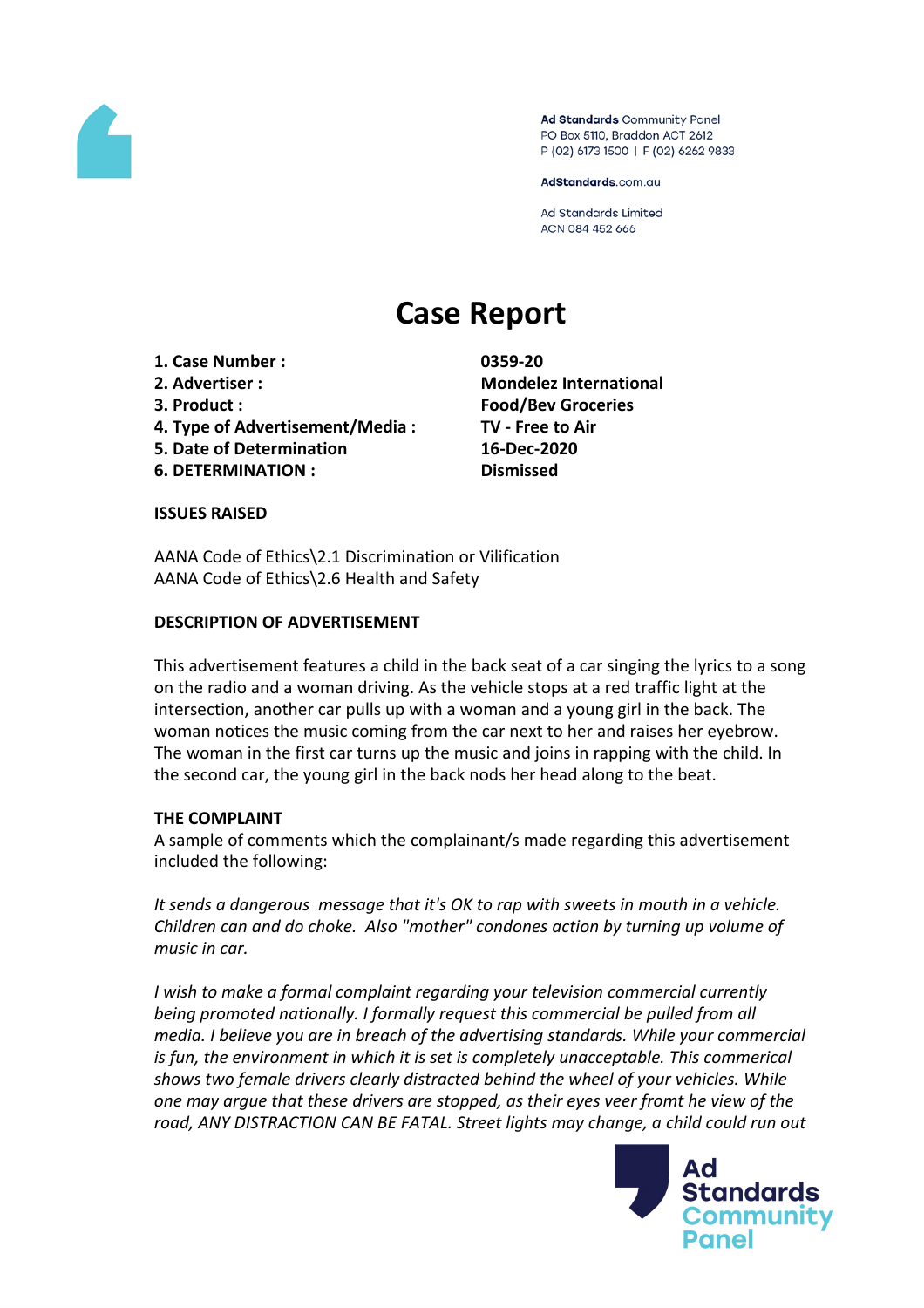Ad Standards Community Panel
PO Box 5110, Braddon ACT 2612
P (02) 6173 1500 | F (02) 6262 9833

AdStandards.com.au

Ad Standards Limited
ACN 084 452 666

# Case Report

| | |
|---|---|
| **1. Case Number :** | **0359-20** |
| **2. Advertiser :** | **Mondelez International** |
| **3. Product :** | **Food/Bev Groceries** |
| **4. Type of Advertisement/Media :** | **TV - Free to Air** |
| **5. Date of Determination** | **16-Dec-2020** |
| **6. DETERMINATION :** | **Dismissed** |

**ISSUES RAISED**

AANA Code of Ethics\2.1 Discrimination or Vilification
AANA Code of Ethics\2.6 Health and Safety

**DESCRIPTION OF ADVERTISEMENT**

This advertisement features a child in the back seat of a car singing the lyrics to a song on the radio and a woman driving. As the vehicle stops at a red traffic light at the intersection, another car pulls up with a woman and a young girl in the back. The woman notices the music coming from the car next to her and raises her eyebrow. The woman in the first car turns up the music and joins in rapping with the child. In the second car, the young girl in the back nods her head along to the beat.

**THE COMPLAINT**
A sample of comments which the complainant/s made regarding this advertisement included the following:

*It sends a dangerous message that it's OK to rap with sweets in mouth in a vehicle. Children can and do choke. Also "mother" condones action by turning up volume of music in car.*

*I wish to make a formal complaint regarding your television commercial currently being promoted nationally. I formally request this commercial be pulled from all media. I believe you are in breach of the advertising standards. While your commercial is fun, the environment in which it is set is completely unacceptable. This commerical shows two female drivers clearly distracted behind the wheel of your vehicles. While one may argue that these drivers are stopped, as their eyes veer fromt he view of the road, ANY DISTRACTION CAN BE FATAL. Street lights may change, a child could run out*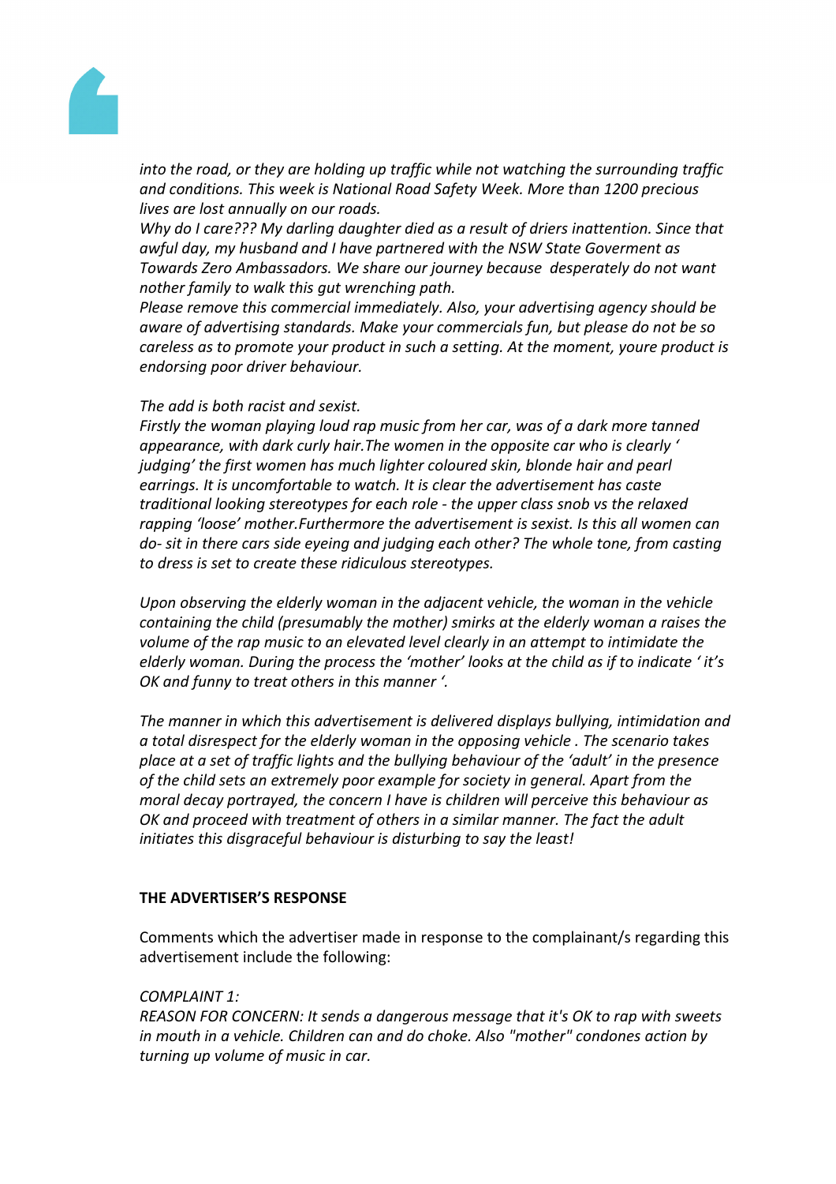*into the road, or they are holding up traffic while not watching the surrounding traffic and conditions. This week is National Road Safety Week. More than 1200 precious lives are lost annually on our roads.*

*Why do I care??? My darling daughter died as a result of driers inattention. Since that awful day, my husband and I have partnered with the NSW State Goverment as Towards Zero Ambassadors. We share our journey because desperately do not want nother family to walk this gut wrenching path.*

*Please remove this commercial immediately. Also, your advertising agency should be aware of advertising standards. Make your commercials fun, but please do not be so careless as to promote your product in such a setting. At the moment, youre product is endorsing poor driver behaviour.*

*The add is both racist and sexist.*

*Firstly the woman playing loud rap music from her car, was of a dark more tanned appearance, with dark curly hair.The women in the opposite car who is clearly ' judging' the first women has much lighter coloured skin, blonde hair and pearl earrings. It is uncomfortable to watch. It is clear the advertisement has caste traditional looking stereotypes for each role - the upper class snob vs the relaxed rapping 'loose' mother.Furthermore the advertisement is sexist. Is this all women can do- sit in there cars side eyeing and judging each other? The whole tone, from casting to dress is set to create these ridiculous stereotypes.*

*Upon observing the elderly woman in the adjacent vehicle, the woman in the vehicle containing the child (presumably the mother) smirks at the elderly woman a raises the volume of the rap music to an elevated level clearly in an attempt to intimidate the elderly woman. During the process the 'mother' looks at the child as if to indicate ' it's OK and funny to treat others in this manner '.*

*The manner in which this advertisement is delivered displays bullying, intimidation and a total disrespect for the elderly woman in the opposing vehicle . The scenario takes place at a set of traffic lights and the bullying behaviour of the 'adult' in the presence of the child sets an extremely poor example for society in general. Apart from the moral decay portrayed, the concern I have is children will perceive this behaviour as OK and proceed with treatment of others in a similar manner. The fact the adult initiates this disgraceful behaviour is disturbing to say the least!*

## THE ADVERTISER'S RESPONSE

Comments which the advertiser made in response to the complainant/s regarding this advertisement include the following:

*COMPLAINT 1:*

*REASON FOR CONCERN: It sends a dangerous message that it's OK to rap with sweets in mouth in a vehicle. Children can and do choke. Also "mother" condones action by turning up volume of music in car.*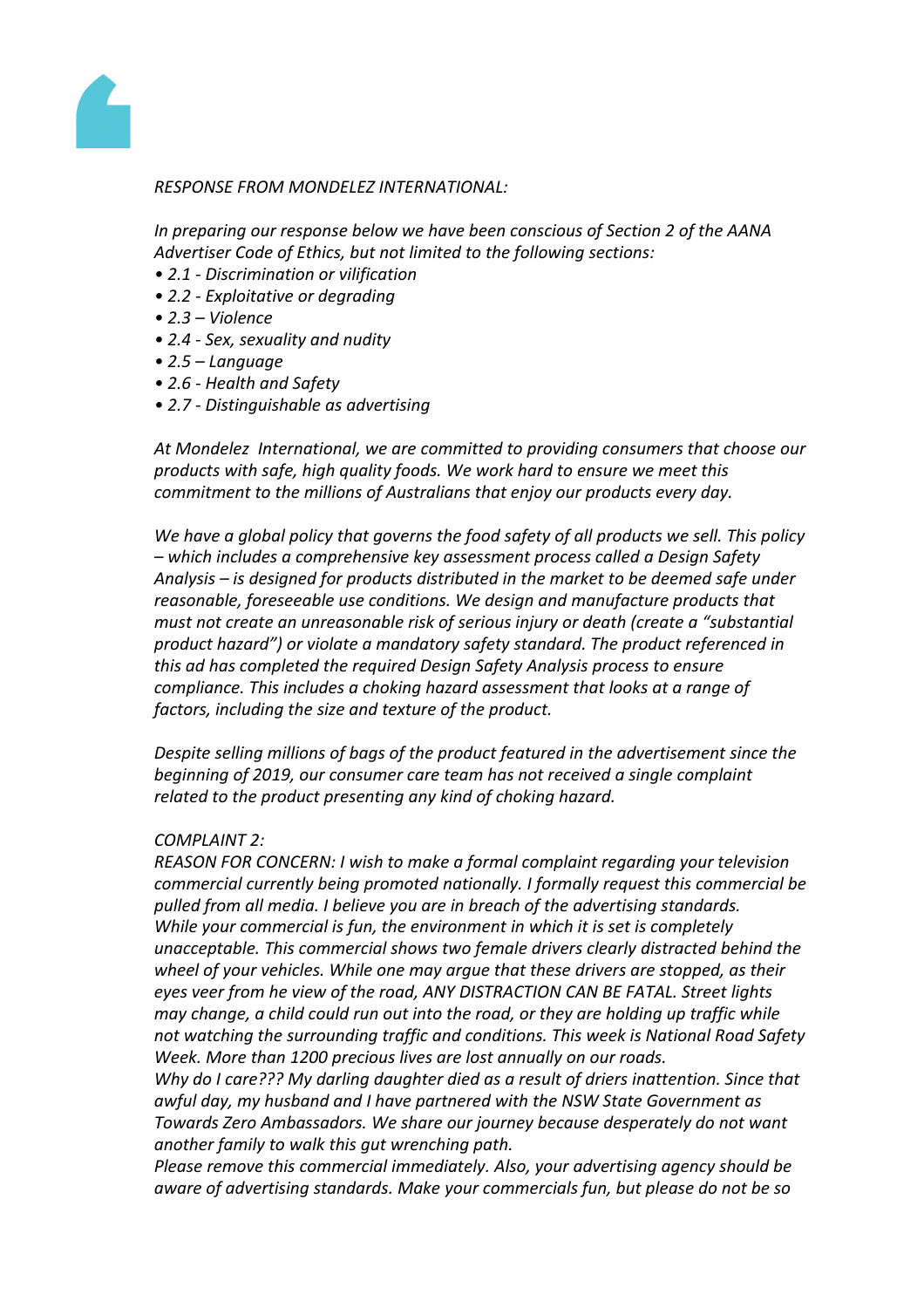*RESPONSE FROM MONDELEZ INTERNATIONAL:*

*In preparing our response below we have been conscious of Section 2 of the AANA Advertiser Code of Ethics, but not limited to the following sections:*

- *2.1 - Discrimination or vilification*
- *2.2 - Exploitative or degrading*
- *2.3 – Violence*
- *2.4 - Sex, sexuality and nudity*
- *2.5 – Language*
- *2.6 - Health and Safety*
- *2.7 - Distinguishable as advertising*

*At Mondelez International, we are committed to providing consumers that choose our products with safe, high quality foods. We work hard to ensure we meet this commitment to the millions of Australians that enjoy our products every day.*

*We have a global policy that governs the food safety of all products we sell. This policy – which includes a comprehensive key assessment process called a Design Safety Analysis – is designed for products distributed in the market to be deemed safe under reasonable, foreseeable use conditions. We design and manufacture products that must not create an unreasonable risk of serious injury or death (create a "substantial product hazard") or violate a mandatory safety standard. The product referenced in this ad has completed the required Design Safety Analysis process to ensure compliance. This includes a choking hazard assessment that looks at a range of factors, including the size and texture of the product.*

*Despite selling millions of bags of the product featured in the advertisement since the beginning of 2019, our consumer care team has not received a single complaint related to the product presenting any kind of choking hazard.*

*COMPLAINT 2:*

*REASON FOR CONCERN: I wish to make a formal complaint regarding your television commercial currently being promoted nationally. I formally request this commercial be pulled from all media. I believe you are in breach of the advertising standards. While your commercial is fun, the environment in which it is set is completely unacceptable. This commercial shows two female drivers clearly distracted behind the wheel of your vehicles. While one may argue that these drivers are stopped, as their eyes veer from he view of the road, ANY DISTRACTION CAN BE FATAL. Street lights may change, a child could run out into the road, or they are holding up traffic while not watching the surrounding traffic and conditions. This week is National Road Safety Week. More than 1200 precious lives are lost annually on our roads.*

*Why do I care??? My darling daughter died as a result of driers inattention. Since that awful day, my husband and I have partnered with the NSW State Government as Towards Zero Ambassadors. We share our journey because desperately do not want another family to walk this gut wrenching path.*

*Please remove this commercial immediately. Also, your advertising agency should be aware of advertising standards. Make your commercials fun, but please do not be so*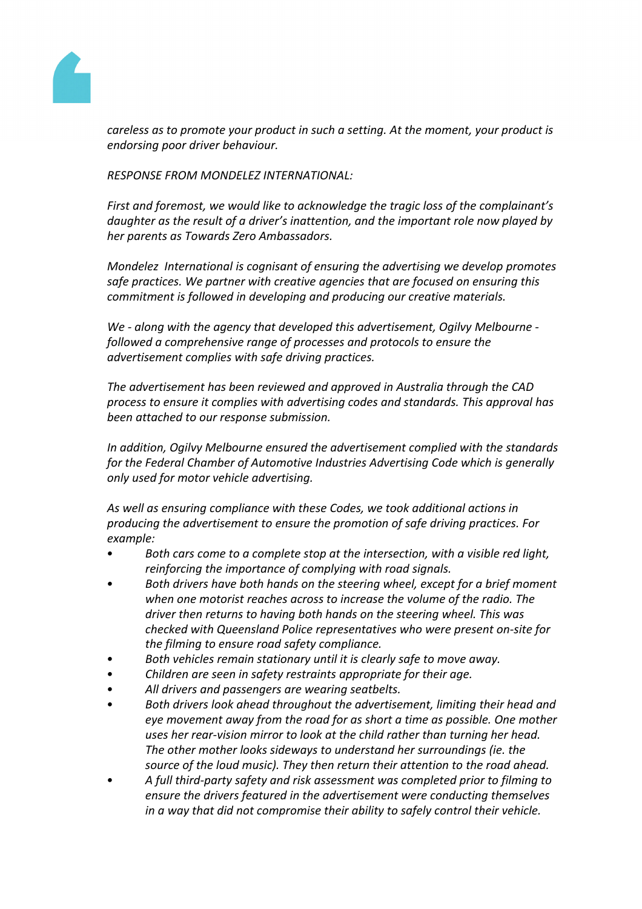*careless as to promote your product in such a setting. At the moment, your product is endorsing poor driver behaviour.*

*RESPONSE FROM MONDELEZ INTERNATIONAL:*

*First and foremost, we would like to acknowledge the tragic loss of the complainant's daughter as the result of a driver's inattention, and the important role now played by her parents as Towards Zero Ambassadors.*

*Mondelez International is cognisant of ensuring the advertising we develop promotes safe practices. We partner with creative agencies that are focused on ensuring this commitment is followed in developing and producing our creative materials.*

*We - along with the agency that developed this advertisement, Ogilvy Melbourne - followed a comprehensive range of processes and protocols to ensure the advertisement complies with safe driving practices.*

*The advertisement has been reviewed and approved in Australia through the CAD process to ensure it complies with advertising codes and standards. This approval has been attached to our response submission.*

*In addition, Ogilvy Melbourne ensured the advertisement complied with the standards for the Federal Chamber of Automotive Industries Advertising Code which is generally only used for motor vehicle advertising.*

*As well as ensuring compliance with these Codes, we took additional actions in producing the advertisement to ensure the promotion of safe driving practices. For example:*

- *Both cars come to a complete stop at the intersection, with a visible red light, reinforcing the importance of complying with road signals.*
- *Both drivers have both hands on the steering wheel, except for a brief moment when one motorist reaches across to increase the volume of the radio. The driver then returns to having both hands on the steering wheel. This was checked with Queensland Police representatives who were present on-site for the filming to ensure road safety compliance.*
- *Both vehicles remain stationary until it is clearly safe to move away.*
- *Children are seen in safety restraints appropriate for their age.*
- *All drivers and passengers are wearing seatbelts.*
- *Both drivers look ahead throughout the advertisement, limiting their head and eye movement away from the road for as short a time as possible. One mother uses her rear-vision mirror to look at the child rather than turning her head. The other mother looks sideways to understand her surroundings (ie. the source of the loud music). They then return their attention to the road ahead.*
- *A full third-party safety and risk assessment was completed prior to filming to ensure the drivers featured in the advertisement were conducting themselves in a way that did not compromise their ability to safely control their vehicle.*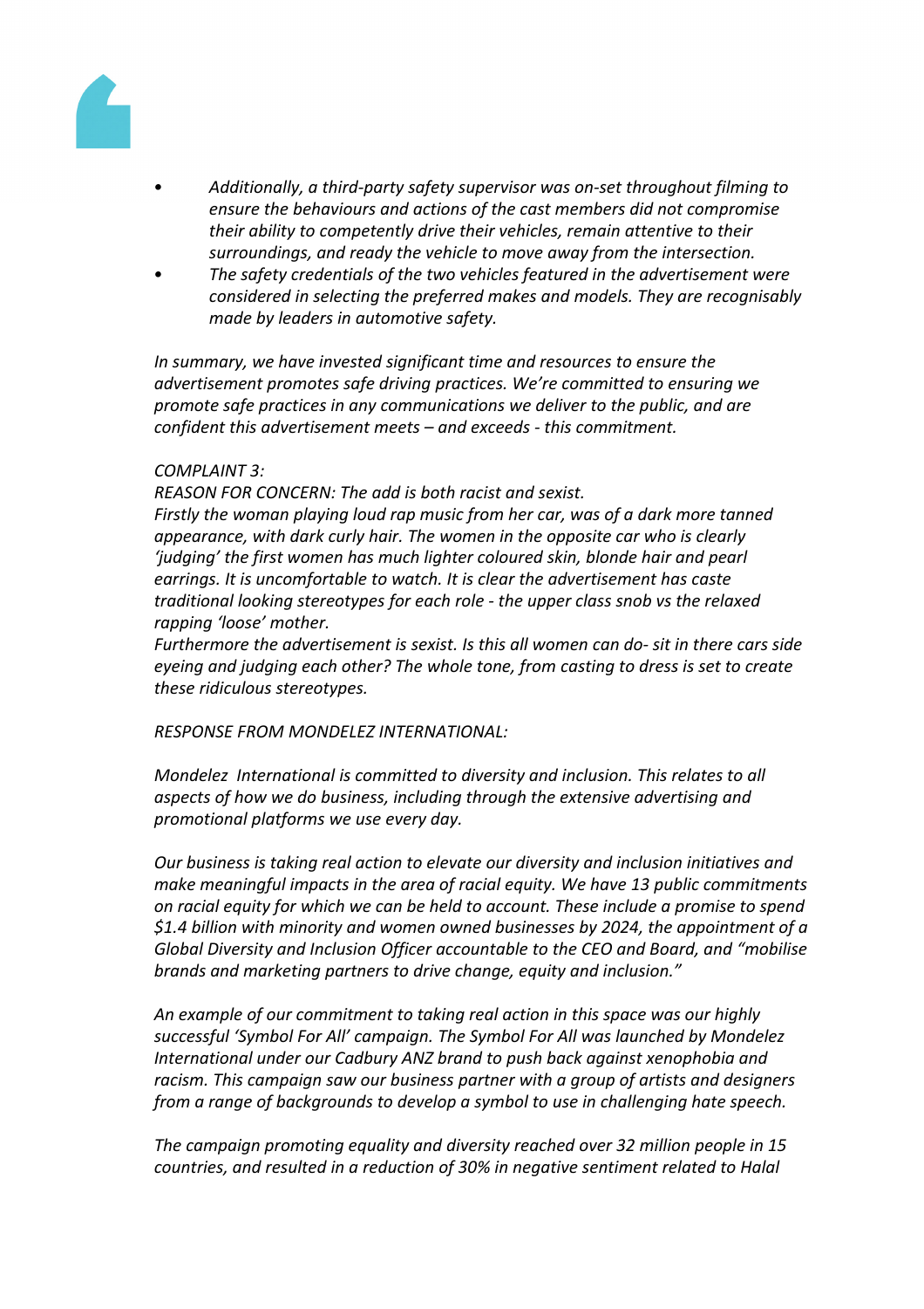- *Additionally, a third-party safety supervisor was on-set throughout filming to ensure the behaviours and actions of the cast members did not compromise their ability to competently drive their vehicles, remain attentive to their surroundings, and ready the vehicle to move away from the intersection.*
- *The safety credentials of the two vehicles featured in the advertisement were considered in selecting the preferred makes and models. They are recognisably made by leaders in automotive safety.*

*In summary, we have invested significant time and resources to ensure the advertisement promotes safe driving practices. We're committed to ensuring we promote safe practices in any communications we deliver to the public, and are confident this advertisement meets – and exceeds - this commitment.*

*COMPLAINT 3:*

*REASON FOR CONCERN: The add is both racist and sexist.*

*Firstly the woman playing loud rap music from her car, was of a dark more tanned appearance, with dark curly hair. The women in the opposite car who is clearly 'judging' the first women has much lighter coloured skin, blonde hair and pearl earrings. It is uncomfortable to watch. It is clear the advertisement has caste traditional looking stereotypes for each role - the upper class snob vs the relaxed rapping 'loose' mother.*

*Furthermore the advertisement is sexist. Is this all women can do- sit in there cars side eyeing and judging each other? The whole tone, from casting to dress is set to create these ridiculous stereotypes.*

*RESPONSE FROM MONDELEZ INTERNATIONAL:*

*Mondelez International is committed to diversity and inclusion. This relates to all aspects of how we do business, including through the extensive advertising and promotional platforms we use every day.*

*Our business is taking real action to elevate our diversity and inclusion initiatives and make meaningful impacts in the area of racial equity. We have 13 public commitments on racial equity for which we can be held to account. These include a promise to spend $1.4 billion with minority and women owned businesses by 2024, the appointment of a Global Diversity and Inclusion Officer accountable to the CEO and Board, and "mobilise brands and marketing partners to drive change, equity and inclusion."*

*An example of our commitment to taking real action in this space was our highly successful 'Symbol For All' campaign. The Symbol For All was launched by Mondelez International under our Cadbury ANZ brand to push back against xenophobia and racism. This campaign saw our business partner with a group of artists and designers from a range of backgrounds to develop a symbol to use in challenging hate speech.*

*The campaign promoting equality and diversity reached over 32 million people in 15 countries, and resulted in a reduction of 30% in negative sentiment related to Halal*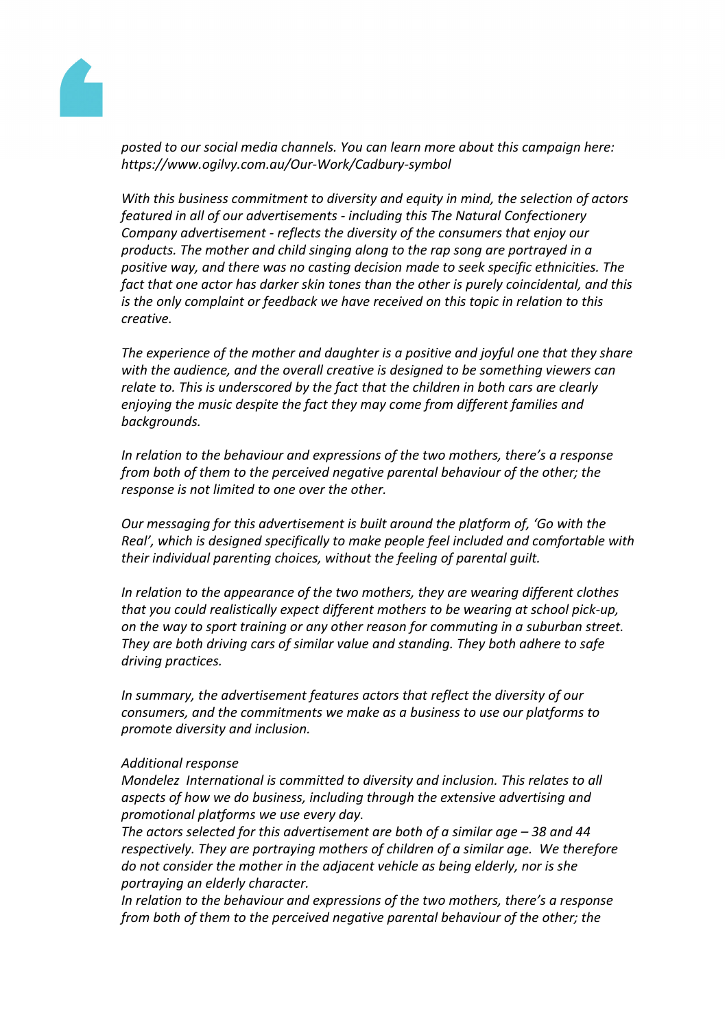*posted to our social media channels. You can learn more about this campaign here: https://www.ogilvy.com.au/Our-Work/Cadbury-symbol*

*With this business commitment to diversity and equity in mind, the selection of actors featured in all of our advertisements - including this The Natural Confectionery Company advertisement - reflects the diversity of the consumers that enjoy our products. The mother and child singing along to the rap song are portrayed in a positive way, and there was no casting decision made to seek specific ethnicities. The fact that one actor has darker skin tones than the other is purely coincidental, and this is the only complaint or feedback we have received on this topic in relation to this creative.*

*The experience of the mother and daughter is a positive and joyful one that they share with the audience, and the overall creative is designed to be something viewers can relate to. This is underscored by the fact that the children in both cars are clearly enjoying the music despite the fact they may come from different families and backgrounds.*

*In relation to the behaviour and expressions of the two mothers, there's a response from both of them to the perceived negative parental behaviour of the other; the response is not limited to one over the other.*

*Our messaging for this advertisement is built around the platform of, 'Go with the Real', which is designed specifically to make people feel included and comfortable with their individual parenting choices, without the feeling of parental guilt.*

*In relation to the appearance of the two mothers, they are wearing different clothes that you could realistically expect different mothers to be wearing at school pick-up, on the way to sport training or any other reason for commuting in a suburban street. They are both driving cars of similar value and standing. They both adhere to safe driving practices.*

*In summary, the advertisement features actors that reflect the diversity of our consumers, and the commitments we make as a business to use our platforms to promote diversity and inclusion.*

*Additional response*
*Mondelez International is committed to diversity and inclusion. This relates to all aspects of how we do business, including through the extensive advertising and promotional platforms we use every day.*
*The actors selected for this advertisement are both of a similar age – 38 and 44 respectively. They are portraying mothers of children of a similar age. We therefore do not consider the mother in the adjacent vehicle as being elderly, nor is she portraying an elderly character.*
*In relation to the behaviour and expressions of the two mothers, there's a response from both of them to the perceived negative parental behaviour of the other; the*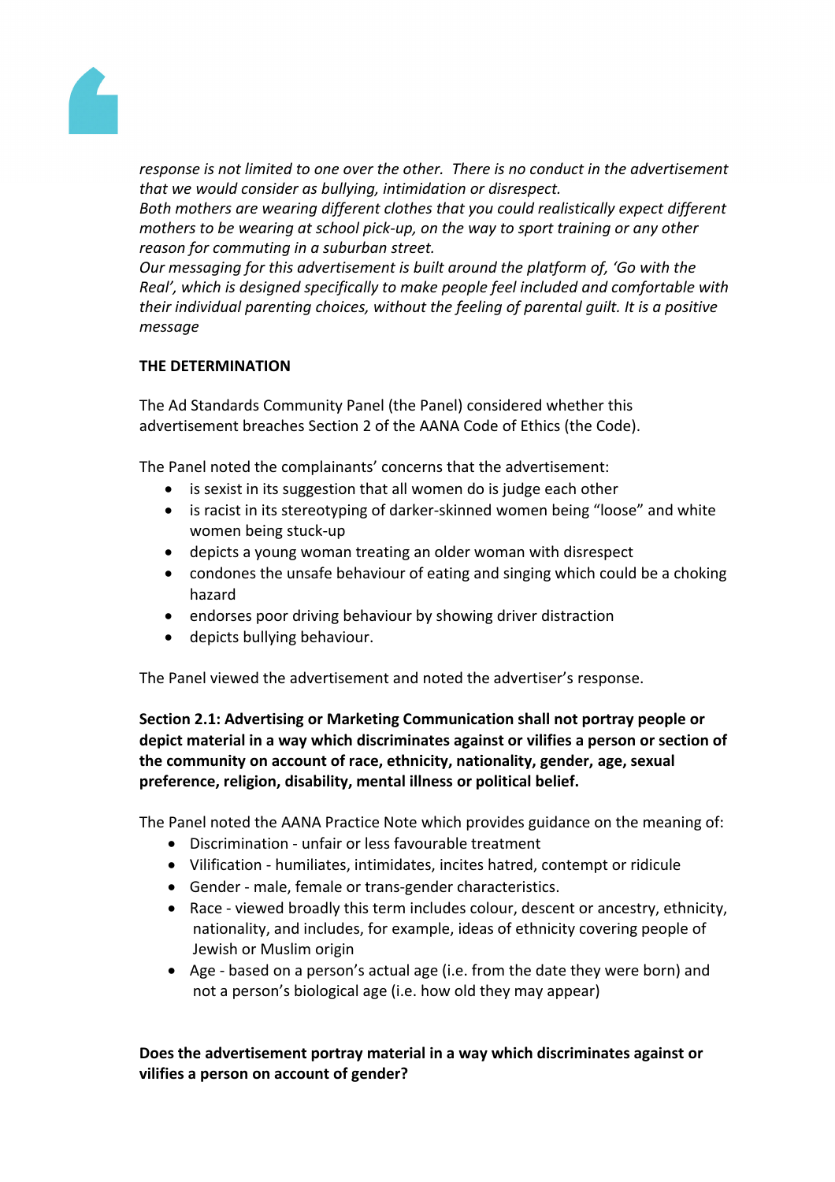*response is not limited to one over the other. There is no conduct in the advertisement that we would consider as bullying, intimidation or disrespect.*
*Both mothers are wearing different clothes that you could realistically expect different mothers to be wearing at school pick-up, on the way to sport training or any other reason for commuting in a suburban street.*
*Our messaging for this advertisement is built around the platform of, 'Go with the Real', which is designed specifically to make people feel included and comfortable with their individual parenting choices, without the feeling of parental guilt. It is a positive message*

**THE DETERMINATION**

The Ad Standards Community Panel (the Panel) considered whether this advertisement breaches Section 2 of the AANA Code of Ethics (the Code).

The Panel noted the complainants' concerns that the advertisement:

- is sexist in its suggestion that all women do is judge each other
- is racist in its stereotyping of darker-skinned women being "loose" and white women being stuck-up
- depicts a young woman treating an older woman with disrespect
- condones the unsafe behaviour of eating and singing which could be a choking hazard
- endorses poor driving behaviour by showing driver distraction
- depicts bullying behaviour.

The Panel viewed the advertisement and noted the advertiser's response.

**Section 2.1: Advertising or Marketing Communication shall not portray people or depict material in a way which discriminates against or vilifies a person or section of the community on account of race, ethnicity, nationality, gender, age, sexual preference, religion, disability, mental illness or political belief.**

The Panel noted the AANA Practice Note which provides guidance on the meaning of:

- Discrimination - unfair or less favourable treatment
- Vilification - humiliates, intimidates, incites hatred, contempt or ridicule
- Gender - male, female or trans-gender characteristics.
- Race - viewed broadly this term includes colour, descent or ancestry, ethnicity, nationality, and includes, for example, ideas of ethnicity covering people of Jewish or Muslim origin
- Age - based on a person's actual age (i.e. from the date they were born) and not a person's biological age (i.e. how old they may appear)

**Does the advertisement portray material in a way which discriminates against or vilifies a person on account of gender?**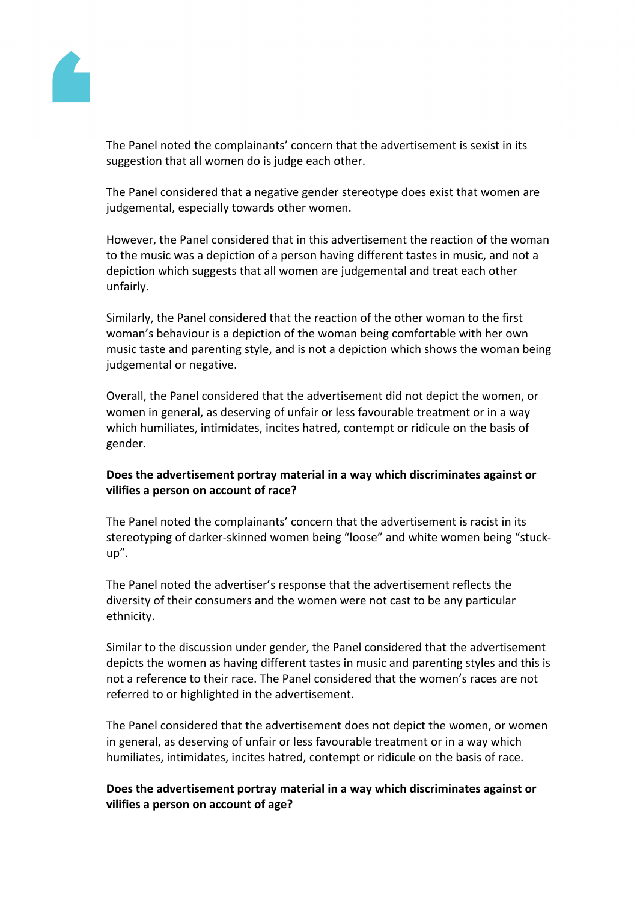The Panel noted the complainants' concern that the advertisement is sexist in its suggestion that all women do is judge each other.

The Panel considered that a negative gender stereotype does exist that women are judgemental, especially towards other women.

However, the Panel considered that in this advertisement the reaction of the woman to the music was a depiction of a person having different tastes in music, and not a depiction which suggests that all women are judgemental and treat each other unfairly.

Similarly, the Panel considered that the reaction of the other woman to the first woman's behaviour is a depiction of the woman being comfortable with her own music taste and parenting style, and is not a depiction which shows the woman being judgemental or negative.

Overall, the Panel considered that the advertisement did not depict the women, or women in general, as deserving of unfair or less favourable treatment or in a way which humiliates, intimidates, incites hatred, contempt or ridicule on the basis of gender.

**Does the advertisement portray material in a way which discriminates against or vilifies a person on account of race?**

The Panel noted the complainants' concern that the advertisement is racist in its stereotyping of darker-skinned women being "loose" and white women being "stuck-up".

The Panel noted the advertiser's response that the advertisement reflects the diversity of their consumers and the women were not cast to be any particular ethnicity.

Similar to the discussion under gender, the Panel considered that the advertisement depicts the women as having different tastes in music and parenting styles and this is not a reference to their race. The Panel considered that the women's races are not referred to or highlighted in the advertisement.

The Panel considered that the advertisement does not depict the women, or women in general, as deserving of unfair or less favourable treatment or in a way which humiliates, intimidates, incites hatred, contempt or ridicule on the basis of race.

**Does the advertisement portray material in a way which discriminates against or vilifies a person on account of age?**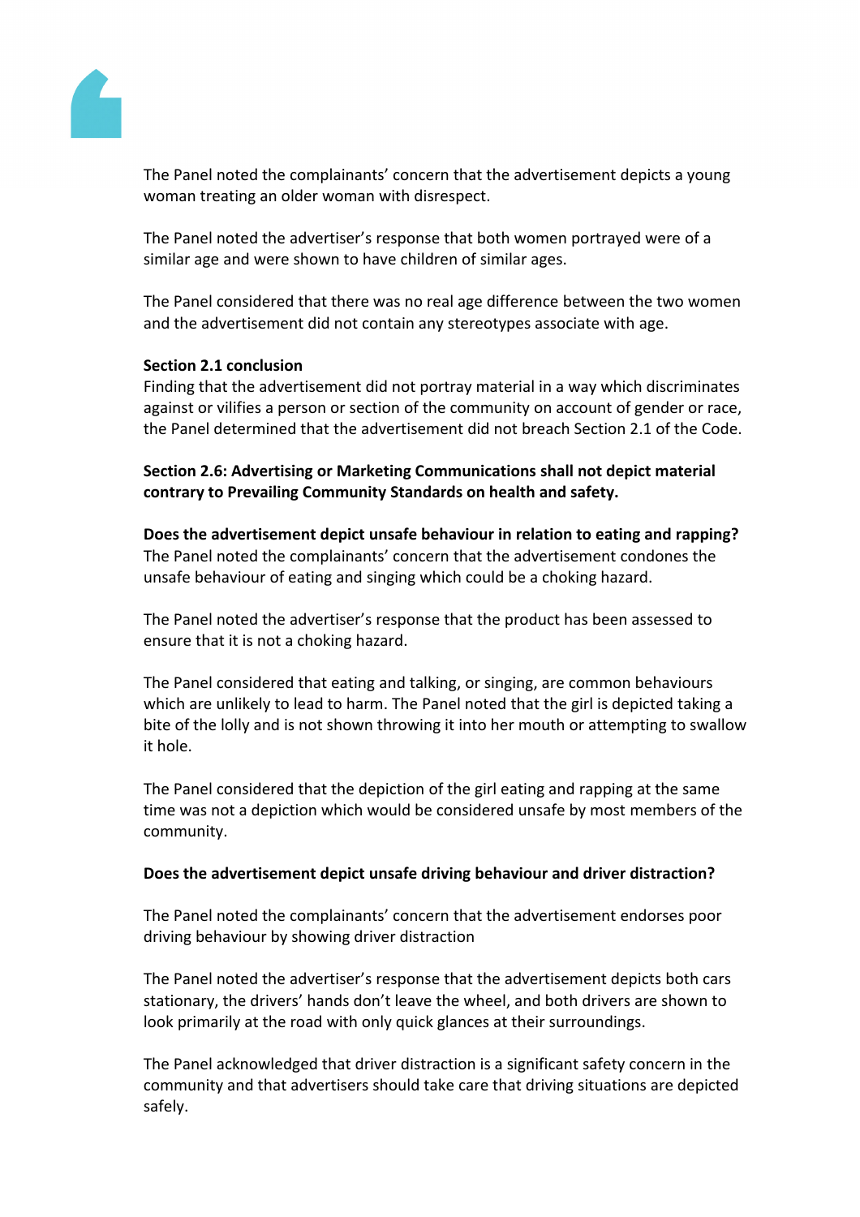The Panel noted the complainants' concern that the advertisement depicts a young woman treating an older woman with disrespect.

The Panel noted the advertiser's response that both women portrayed were of a similar age and were shown to have children of similar ages.

The Panel considered that there was no real age difference between the two women and the advertisement did not contain any stereotypes associate with age.

**Section 2.1 conclusion**
Finding that the advertisement did not portray material in a way which discriminates against or vilifies a person or section of the community on account of gender or race, the Panel determined that the advertisement did not breach Section 2.1 of the Code.

**Section 2.6: Advertising or Marketing Communications shall not depict material contrary to Prevailing Community Standards on health and safety.**

**Does the advertisement depict unsafe behaviour in relation to eating and rapping?**
The Panel noted the complainants' concern that the advertisement condones the unsafe behaviour of eating and singing which could be a choking hazard.

The Panel noted the advertiser's response that the product has been assessed to ensure that it is not a choking hazard.

The Panel considered that eating and talking, or singing, are common behaviours which are unlikely to lead to harm. The Panel noted that the girl is depicted taking a bite of the lolly and is not shown throwing it into her mouth or attempting to swallow it hole.

The Panel considered that the depiction of the girl eating and rapping at the same time was not a depiction which would be considered unsafe by most members of the community.

**Does the advertisement depict unsafe driving behaviour and driver distraction?**

The Panel noted the complainants' concern that the advertisement endorses poor driving behaviour by showing driver distraction

The Panel noted the advertiser's response that the advertisement depicts both cars stationary, the drivers' hands don't leave the wheel, and both drivers are shown to look primarily at the road with only quick glances at their surroundings.

The Panel acknowledged that driver distraction is a significant safety concern in the community and that advertisers should take care that driving situations are depicted safely.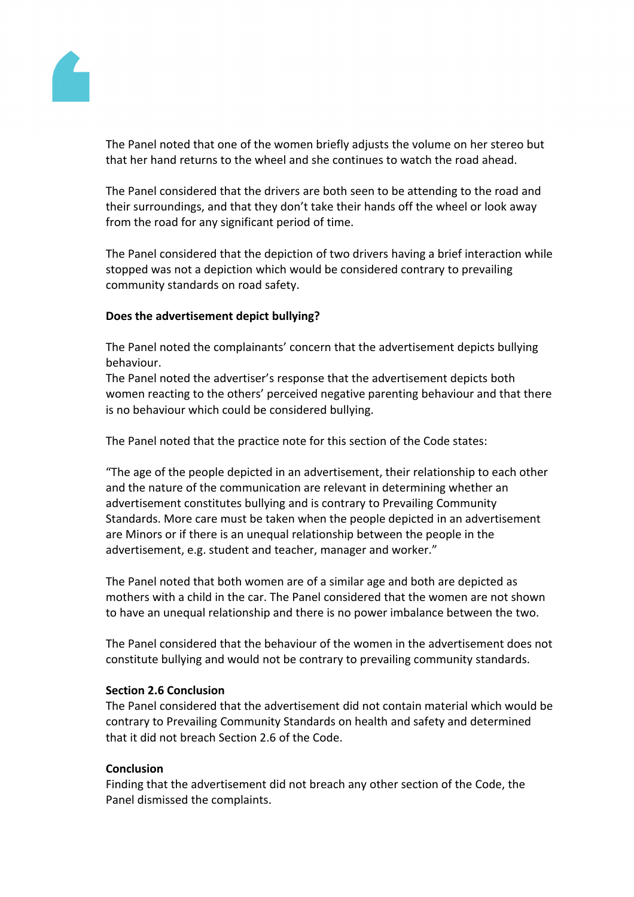The Panel noted that one of the women briefly adjusts the volume on her stereo but that her hand returns to the wheel and she continues to watch the road ahead.

The Panel considered that the drivers are both seen to be attending to the road and their surroundings, and that they don't take their hands off the wheel or look away from the road for any significant period of time.

The Panel considered that the depiction of two drivers having a brief interaction while stopped was not a depiction which would be considered contrary to prevailing community standards on road safety.

**Does the advertisement depict bullying?**

The Panel noted the complainants' concern that the advertisement depicts bullying behaviour.
The Panel noted the advertiser's response that the advertisement depicts both women reacting to the others' perceived negative parenting behaviour and that there is no behaviour which could be considered bullying.

The Panel noted that the practice note for this section of the Code states:

"The age of the people depicted in an advertisement, their relationship to each other and the nature of the communication are relevant in determining whether an advertisement constitutes bullying and is contrary to Prevailing Community Standards. More care must be taken when the people depicted in an advertisement are Minors or if there is an unequal relationship between the people in the advertisement, e.g. student and teacher, manager and worker."

The Panel noted that both women are of a similar age and both are depicted as mothers with a child in the car. The Panel considered that the women are not shown to have an unequal relationship and there is no power imbalance between the two.

The Panel considered that the behaviour of the women in the advertisement does not constitute bullying and would not be contrary to prevailing community standards.

**Section 2.6 Conclusion**
The Panel considered that the advertisement did not contain material which would be contrary to Prevailing Community Standards on health and safety and determined that it did not breach Section 2.6 of the Code.

**Conclusion**
Finding that the advertisement did not breach any other section of the Code, the Panel dismissed the complaints.